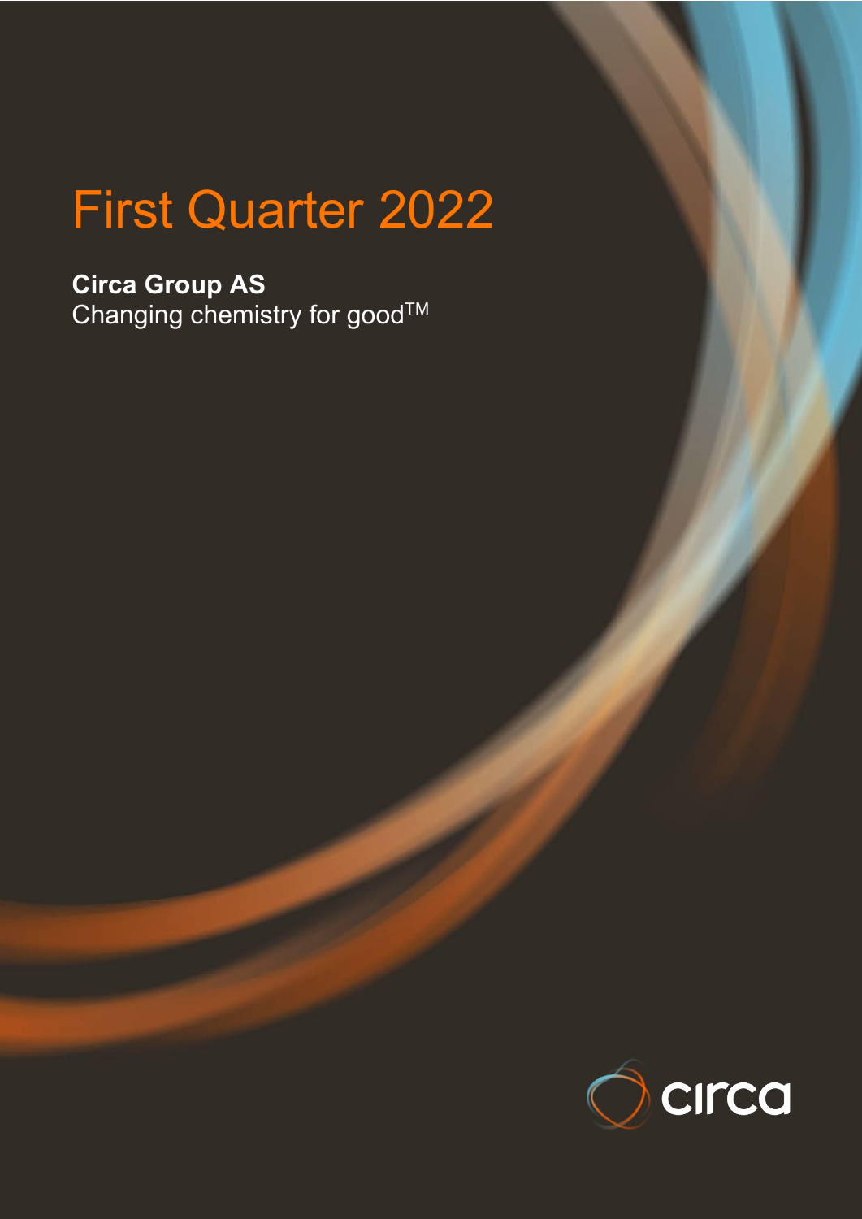# First Quarter 2022

**Circa Group AS**
Changing chemistry for good™

circa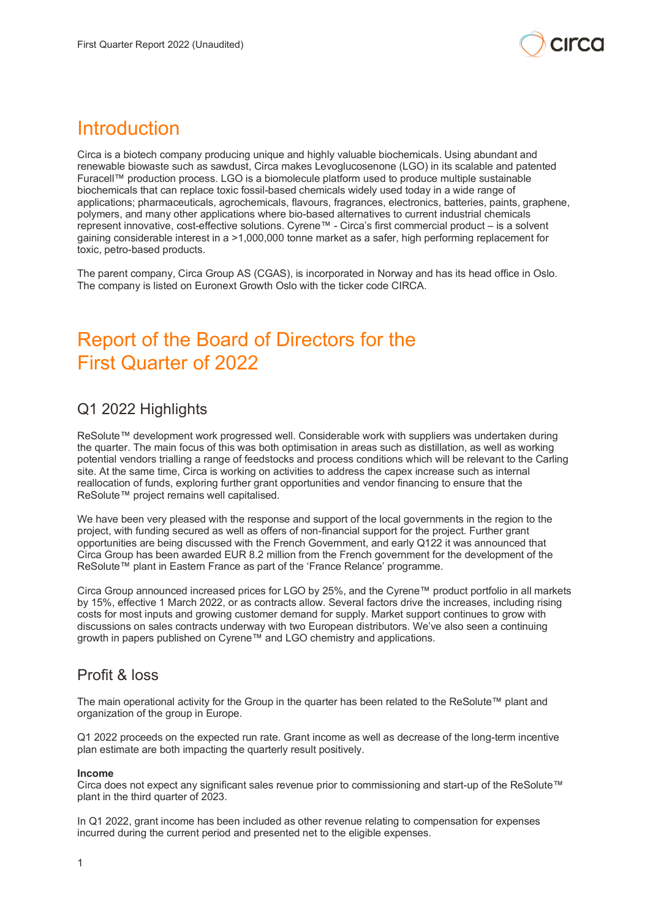# Introduction

Circa is a biotech company producing unique and highly valuable biochemicals. Using abundant and renewable biowaste such as sawdust, Circa makes Levoglucosenone (LGO) in its scalable and patented Furacell™ production process. LGO is a biomolecule platform used to produce multiple sustainable biochemicals that can replace toxic fossil-based chemicals widely used today in a wide range of applications; pharmaceuticals, agrochemicals, flavours, fragrances, electronics, batteries, paints, graphene, polymers, and many other applications where bio-based alternatives to current industrial chemicals represent innovative, cost-effective solutions. Cyrene™ - Circa's first commercial product – is a solvent gaining considerable interest in a >1,000,000 tonne market as a safer, high performing replacement for toxic, petro-based products.

The parent company, Circa Group AS (CGAS), is incorporated in Norway and has its head office in Oslo. The company is listed on Euronext Growth Oslo with the ticker code CIRCA.

# Report of the Board of Directors for the First Quarter of 2022

## Q1 2022 Highlights

ReSolute™ development work progressed well. Considerable work with suppliers was undertaken during the quarter. The main focus of this was both optimisation in areas such as distillation, as well as working potential vendors trialling a range of feedstocks and process conditions which will be relevant to the Carling site. At the same time, Circa is working on activities to address the capex increase such as internal reallocation of funds, exploring further grant opportunities and vendor financing to ensure that the ReSolute™ project remains well capitalised.

We have been very pleased with the response and support of the local governments in the region to the project, with funding secured as well as offers of non-financial support for the project. Further grant opportunities are being discussed with the French Government, and early Q122 it was announced that Circa Group has been awarded EUR 8.2 million from the French government for the development of the ReSolute™ plant in Eastern France as part of the 'France Relance' programme.

Circa Group announced increased prices for LGO by 25%, and the Cyrene™ product portfolio in all markets by 15%, effective 1 March 2022, or as contracts allow. Several factors drive the increases, including rising costs for most inputs and growing customer demand for supply. Market support continues to grow with discussions on sales contracts underway with two European distributors. We've also seen a continuing growth in papers published on Cyrene™ and LGO chemistry and applications.

## Profit & loss

The main operational activity for the Group in the quarter has been related to the ReSolute™ plant and organization of the group in Europe.

Q1 2022 proceeds on the expected run rate. Grant income as well as decrease of the long-term incentive plan estimate are both impacting the quarterly result positively.

**Income**
Circa does not expect any significant sales revenue prior to commissioning and start-up of the ReSolute™ plant in the third quarter of 2023.

In Q1 2022, grant income has been included as other revenue relating to compensation for expenses incurred during the current period and presented net to the eligible expenses.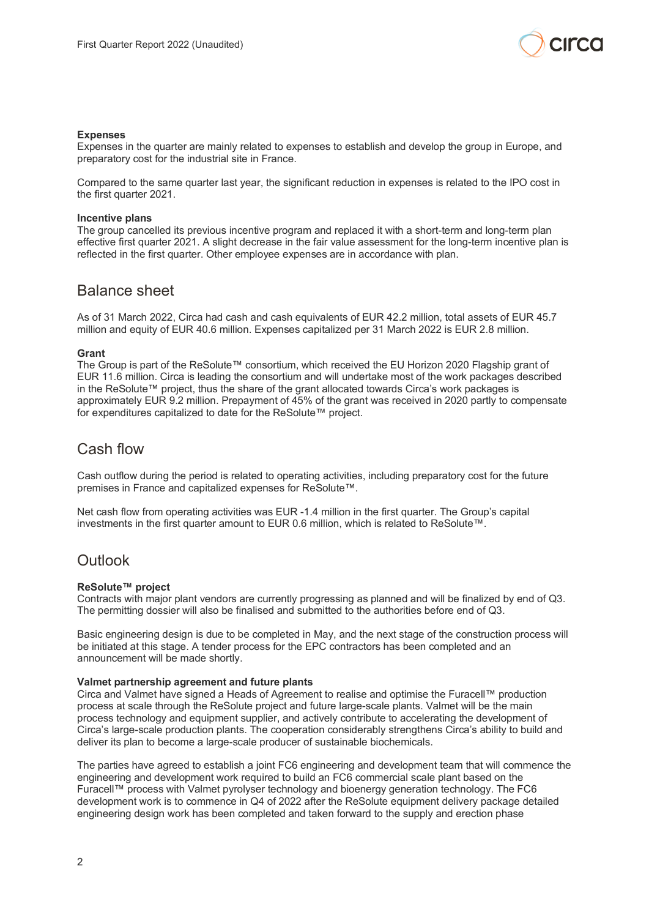### Expenses

Expenses in the quarter are mainly related to expenses to establish and develop the group in Europe, and preparatory cost for the industrial site in France.

Compared to the same quarter last year, the significant reduction in expenses is related to the IPO cost in the first quarter 2021.

### Incentive plans

The group cancelled its previous incentive program and replaced it with a short-term and long-term plan effective first quarter 2021. A slight decrease in the fair value assessment for the long-term incentive plan is reflected in the first quarter. Other employee expenses are in accordance with plan.

## Balance sheet

As of 31 March 2022, Circa had cash and cash equivalents of EUR 42.2 million, total assets of EUR 45.7 million and equity of EUR 40.6 million. Expenses capitalized per 31 March 2022 is EUR 2.8 million.

### Grant

The Group is part of the ReSolute™ consortium, which received the EU Horizon 2020 Flagship grant of EUR 11.6 million. Circa is leading the consortium and will undertake most of the work packages described in the ReSolute™ project, thus the share of the grant allocated towards Circa's work packages is approximately EUR 9.2 million. Prepayment of 45% of the grant was received in 2020 partly to compensate for expenditures capitalized to date for the ReSolute™ project.

## Cash flow

Cash outflow during the period is related to operating activities, including preparatory cost for the future premises in France and capitalized expenses for ReSolute™.

Net cash flow from operating activities was EUR -1.4 million in the first quarter. The Group's capital investments in the first quarter amount to EUR 0.6 million, which is related to ReSolute™.

## Outlook

### ReSolute™ project

Contracts with major plant vendors are currently progressing as planned and will be finalized by end of Q3. The permitting dossier will also be finalised and submitted to the authorities before end of Q3.

Basic engineering design is due to be completed in May, and the next stage of the construction process will be initiated at this stage. A tender process for the EPC contractors has been completed and an announcement will be made shortly.

### Valmet partnership agreement and future plants

Circa and Valmet have signed a Heads of Agreement to realise and optimise the Furacell™ production process at scale through the ReSolute project and future large-scale plants. Valmet will be the main process technology and equipment supplier, and actively contribute to accelerating the development of Circa's large-scale production plants. The cooperation considerably strengthens Circa's ability to build and deliver its plan to become a large-scale producer of sustainable biochemicals.

The parties have agreed to establish a joint FC6 engineering and development team that will commence the engineering and development work required to build an FC6 commercial scale plant based on the Furacell™ process with Valmet pyrolyser technology and bioenergy generation technology. The FC6 development work is to commence in Q4 of 2022 after the ReSolute equipment delivery package detailed engineering design work has been completed and taken forward to the supply and erection phase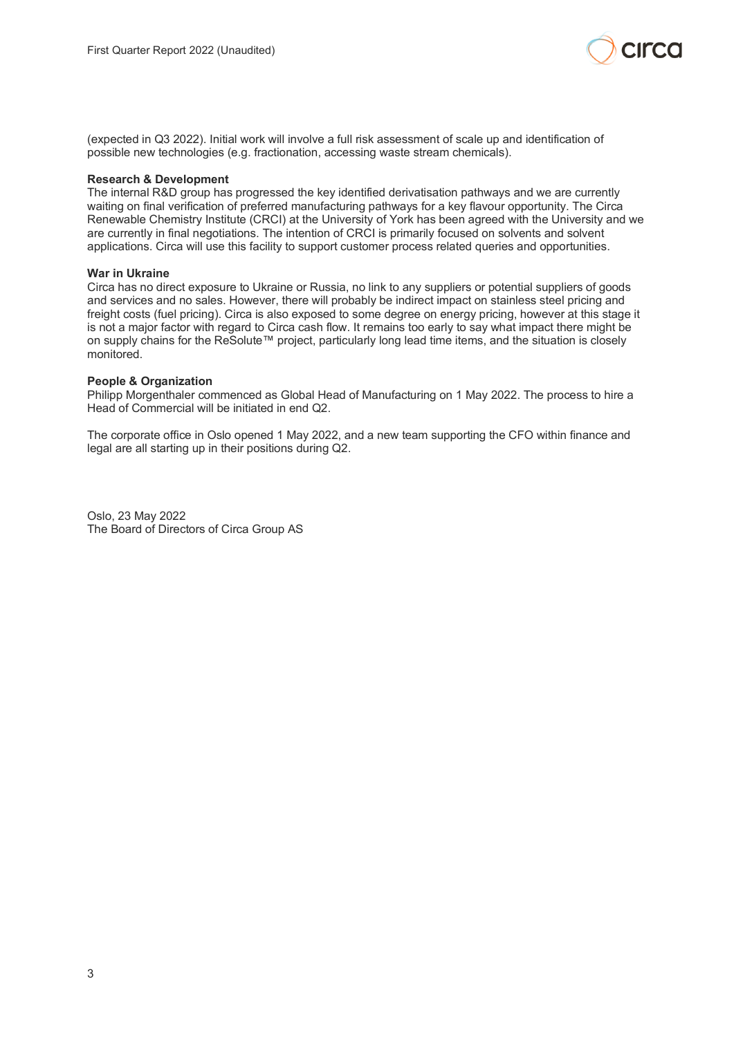(expected in Q3 2022). Initial work will involve a full risk assessment of scale up and identification of possible new technologies (e.g. fractionation, accessing waste stream chemicals).

**Research & Development**
The internal R&D group has progressed the key identified derivatisation pathways and we are currently waiting on final verification of preferred manufacturing pathways for a key flavour opportunity. The Circa Renewable Chemistry Institute (CRCI) at the University of York has been agreed with the University and we are currently in final negotiations. The intention of CRCI is primarily focused on solvents and solvent applications. Circa will use this facility to support customer process related queries and opportunities.

**War in Ukraine**
Circa has no direct exposure to Ukraine or Russia, no link to any suppliers or potential suppliers of goods and services and no sales. However, there will probably be indirect impact on stainless steel pricing and freight costs (fuel pricing). Circa is also exposed to some degree on energy pricing, however at this stage it is not a major factor with regard to Circa cash flow. It remains too early to say what impact there might be on supply chains for the ReSolute™ project, particularly long lead time items, and the situation is closely monitored.

**People & Organization**
Philipp Morgenthaler commenced as Global Head of Manufacturing on 1 May 2022. The process to hire a Head of Commercial will be initiated in end Q2.

The corporate office in Oslo opened 1 May 2022, and a new team supporting the CFO within finance and legal are all starting up in their positions during Q2.

Oslo, 23 May 2022
The Board of Directors of Circa Group AS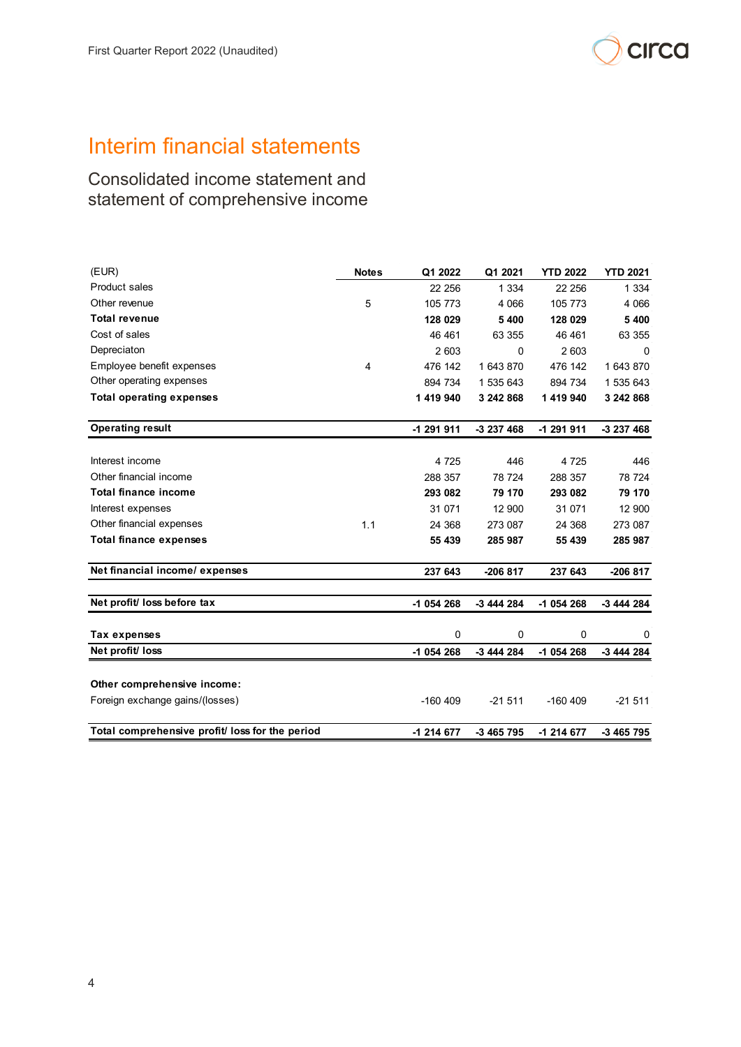# Interim financial statements

## Consolidated income statement and statement of comprehensive income

| (EUR) | Notes | Q1 2022 | Q1 2021 | YTD 2022 | YTD 2021 |
|---|---|---|---|---|---|
| Product sales | | 22 256 | 1 334 | 22 256 | 1 334 |
| Other revenue | 5 | 105 773 | 4 066 | 105 773 | 4 066 |
| **Total revenue** | | **128 029** | **5 400** | **128 029** | **5 400** |
| Cost of sales | | 46 461 | 63 355 | 46 461 | 63 355 |
| Depreciaton | | 2 603 | 0 | 2 603 | 0 |
| Employee benefit expenses | 4 | 476 142 | 1 643 870 | 476 142 | 1 643 870 |
| Other operating expenses | | 894 734 | 1 535 643 | 894 734 | 1 535 643 |
| **Total operating expenses** | | **1 419 940** | **3 242 868** | **1 419 940** | **3 242 868** |
| **Operating result** | | **-1 291 911** | **-3 237 468** | **-1 291 911** | **-3 237 468** |
| Interest income | | 4 725 | 446 | 4 725 | 446 |
| Other financial income | | 288 357 | 78 724 | 288 357 | 78 724 |
| **Total finance income** | | **293 082** | **79 170** | **293 082** | **79 170** |
| Interest expenses | | 31 071 | 12 900 | 31 071 | 12 900 |
| Other financial expenses | 1.1 | 24 368 | 273 087 | 24 368 | 273 087 |
| **Total finance expenses** | | **55 439** | **285 987** | **55 439** | **285 987** |
| **Net financial income/ expenses** | | **237 643** | **-206 817** | **237 643** | **-206 817** |
| **Net profit/ loss before tax** | | **-1 054 268** | **-3 444 284** | **-1 054 268** | **-3 444 284** |
| **Tax expenses** | | 0 | 0 | 0 | 0 |
| **Net profit/ loss** | | **-1 054 268** | **-3 444 284** | **-1 054 268** | **-3 444 284** |
| **Other comprehensive income:** | | | | | |
| Foreign exchange gains/(losses) | | -160 409 | -21 511 | -160 409 | -21 511 |
| **Total comprehensive profit/ loss for the period** | | **-1 214 677** | **-3 465 795** | **-1 214 677** | **-3 465 795** |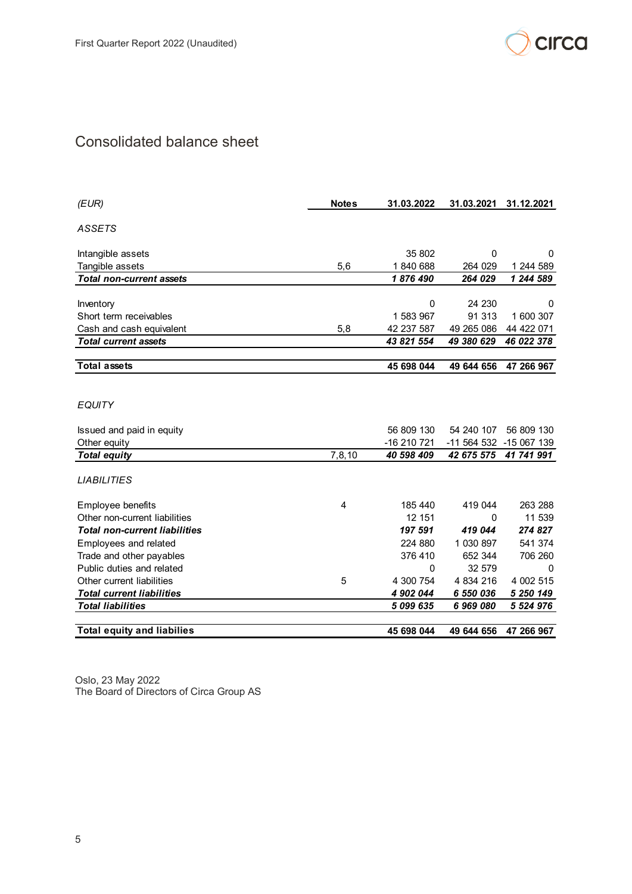# Consolidated balance sheet

| *(EUR)* | Notes | 31.03.2022 | 31.03.2021 | 31.12.2021 |
|---|---|---|---|---|
| *ASSETS* | | | | |
| Intangible assets | | 35 802 | 0 | 0 |
| Tangible assets | 5,6 | 1 840 688 | 264 029 | 1 244 589 |
| ***Total non-current assets*** | | ***1 876 490*** | ***264 029*** | ***1 244 589*** |
| Inventory | | 0 | 24 230 | 0 |
| Short term receivables | | 1 583 967 | 91 313 | 1 600 307 |
| Cash and cash equivalent | 5,8 | 42 237 587 | 49 265 086 | 44 422 071 |
| ***Total current assets*** | | ***43 821 554*** | ***49 380 629*** | ***46 022 378*** |
| **Total assets** | | **45 698 044** | **49 644 656** | **47 266 967** |
| *EQUITY* | | | | |
| Issued and paid in equity | | 56 809 130 | 54 240 107 | 56 809 130 |
| Other equity | | -16 210 721 | -11 564 532 | -15 067 139 |
| ***Total equity*** | 7,8,10 | ***40 598 409*** | ***42 675 575*** | ***41 741 991*** |
| *LIABILITIES* | | | | |
| Employee benefits | 4 | 185 440 | 419 044 | 263 288 |
| Other non-current liabilities | | 12 151 | 0 | 11 539 |
| ***Total non-current liabilities*** | | ***197 591*** | ***419 044*** | ***274 827*** |
| Employees and related | | 224 880 | 1 030 897 | 541 374 |
| Trade and other payables | | 376 410 | 652 344 | 706 260 |
| Public duties and related | | 0 | 32 579 | 0 |
| Other current liabilities | 5 | 4 300 754 | 4 834 216 | 4 002 515 |
| ***Total current liabilities*** | | ***4 902 044*** | ***6 550 036*** | ***5 250 149*** |
| ***Total liabilities*** | | ***5 099 635*** | ***6 969 080*** | ***5 524 976*** |
| **Total equity and liabilies** | | **45 698 044** | **49 644 656** | **47 266 967** |

Oslo, 23 May 2022
The Board of Directors of Circa Group AS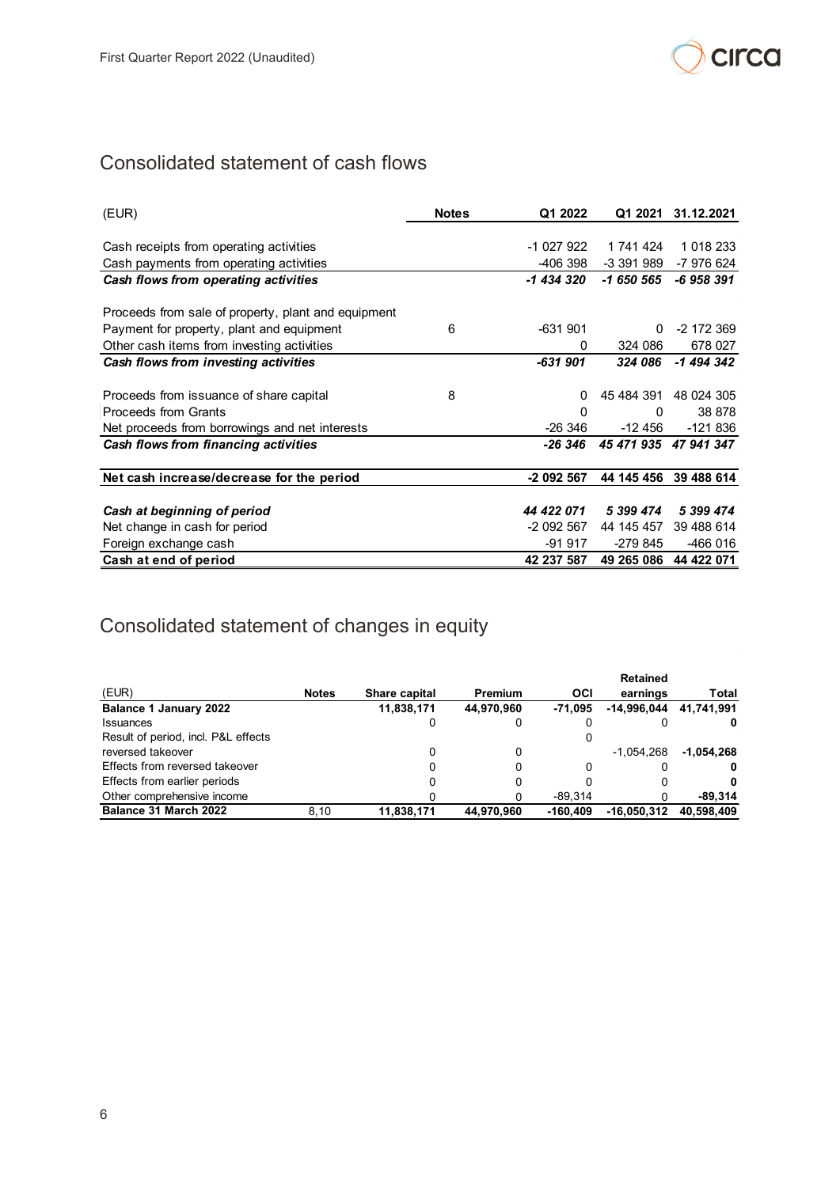## Consolidated statement of cash flows

| (EUR) | Notes | Q1 2022 | Q1 2021 | 31.12.2021 |
|---|---|---|---|---|
| Cash receipts from operating activities | | -1 027 922 | 1 741 424 | 1 018 233 |
| Cash payments from operating activities | | -406 398 | -3 391 989 | -7 976 624 |
| ***Cash flows from operating activities*** | | ***-1 434 320*** | ***-1 650 565*** | ***-6 958 391*** |
| | | | | |
| Proceeds from sale of property, plant and equipment | | | | |
| Payment for property, plant and equipment | 6 | -631 901 | 0 | -2 172 369 |
| Other cash items from investing activities | | 0 | 324 086 | 678 027 |
| ***Cash flows from investing activities*** | | ***-631 901*** | ***324 086*** | ***-1 494 342*** |
| | | | | |
| Proceeds from issuance of share capital | 8 | 0 | 45 484 391 | 48 024 305 |
| Proceeds from Grants | | 0 | 0 | 38 878 |
| Net proceeds from borrowings and net interests | | -26 346 | -12 456 | -121 836 |
| ***Cash flows from financing activities*** | | ***-26 346*** | ***45 471 935*** | ***47 941 347*** |
| | | | | |
| **Net cash increase/decrease for the period** | | **-2 092 567** | **44 145 456** | **39 488 614** |
| | | | | |
| ***Cash at beginning of period*** | | ***44 422 071*** | ***5 399 474*** | ***5 399 474*** |
| Net change in cash for period | | -2 092 567 | 44 145 457 | 39 488 614 |
| Foreign exchange cash | | -91 917 | -279 845 | -466 016 |
| **Cash at end of period** | | **42 237 587** | **49 265 086** | **44 422 071** |

## Consolidated statement of changes in equity

| (EUR) | Notes | Share capital | Premium | OCI | Retained earnings | Total |
|---|---|---|---|---|---|---|
| **Balance 1 January 2022** | | **11,838,171** | **44,970,960** | **-71,095** | **-14,996,044** | **41,741,991** |
| Issuances | | 0 | 0 | 0 | 0 | **0** |
| Result of period, incl. P&L effects reversed takeover | | 0 | 0 | 0 | -1,054,268 | **-1,054,268** |
| Effects from reversed takeover | | 0 | 0 | 0 | 0 | **0** |
| Effects from earlier periods | | 0 | 0 | 0 | 0 | **0** |
| Other comprehensive income | | 0 | 0 | -89,314 | 0 | **-89,314** |
| **Balance 31 March 2022** | 8,10 | **11,838,171** | **44,970,960** | **-160,409** | **-16,050,312** | **40,598,409** |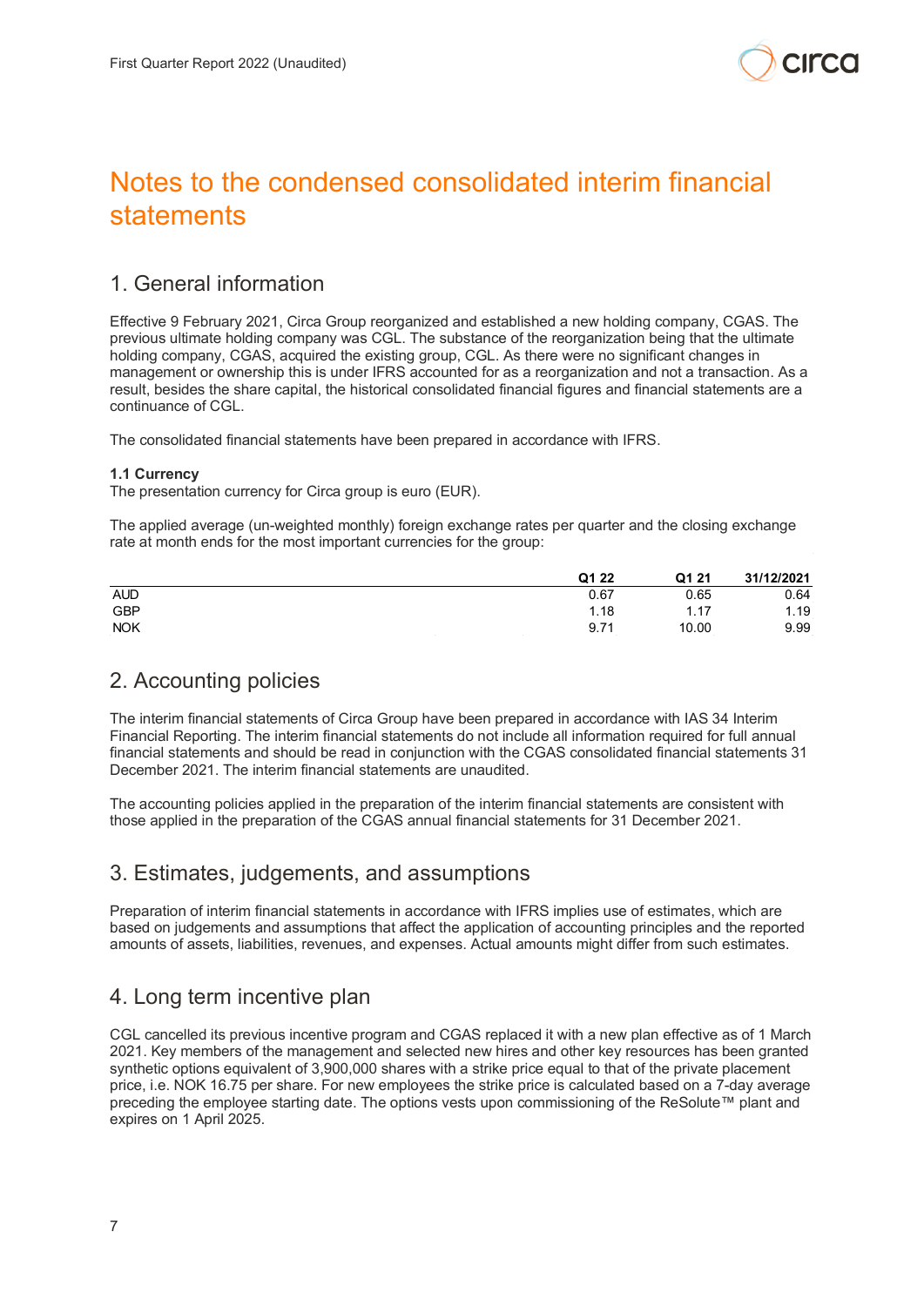# Notes to the condensed consolidated interim financial statements

## 1. General information

Effective 9 February 2021, Circa Group reorganized and established a new holding company, CGAS. The previous ultimate holding company was CGL. The substance of the reorganization being that the ultimate holding company, CGAS, acquired the existing group, CGL. As there were no significant changes in management or ownership this is under IFRS accounted for as a reorganization and not a transaction. As a result, besides the share capital, the historical consolidated financial figures and financial statements are a continuance of CGL.

The consolidated financial statements have been prepared in accordance with IFRS.

**1.1 Currency**

The presentation currency for Circa group is euro (EUR).

The applied average (un-weighted monthly) foreign exchange rates per quarter and the closing exchange rate at month ends for the most important currencies for the group:

| | Q1 22 | Q1 21 | 31/12/2021 |
|---|---|---|---|
| AUD | 0.67 | 0.65 | 0.64 |
| GBP | 1.18 | 1.17 | 1.19 |
| NOK | 9.71 | 10.00 | 9.99 |

## 2. Accounting policies

The interim financial statements of Circa Group have been prepared in accordance with IAS 34 Interim Financial Reporting. The interim financial statements do not include all information required for full annual financial statements and should be read in conjunction with the CGAS consolidated financial statements 31 December 2021. The interim financial statements are unaudited.

The accounting policies applied in the preparation of the interim financial statements are consistent with those applied in the preparation of the CGAS annual financial statements for 31 December 2021.

## 3. Estimates, judgements, and assumptions

Preparation of interim financial statements in accordance with IFRS implies use of estimates, which are based on judgements and assumptions that affect the application of accounting principles and the reported amounts of assets, liabilities, revenues, and expenses. Actual amounts might differ from such estimates.

## 4. Long term incentive plan

CGL cancelled its previous incentive program and CGAS replaced it with a new plan effective as of 1 March 2021. Key members of the management and selected new hires and other key resources has been granted synthetic options equivalent of 3,900,000 shares with a strike price equal to that of the private placement price, i.e. NOK 16.75 per share. For new employees the strike price is calculated based on a 7-day average preceding the employee starting date. The options vests upon commissioning of the ReSolute™ plant and expires on 1 April 2025.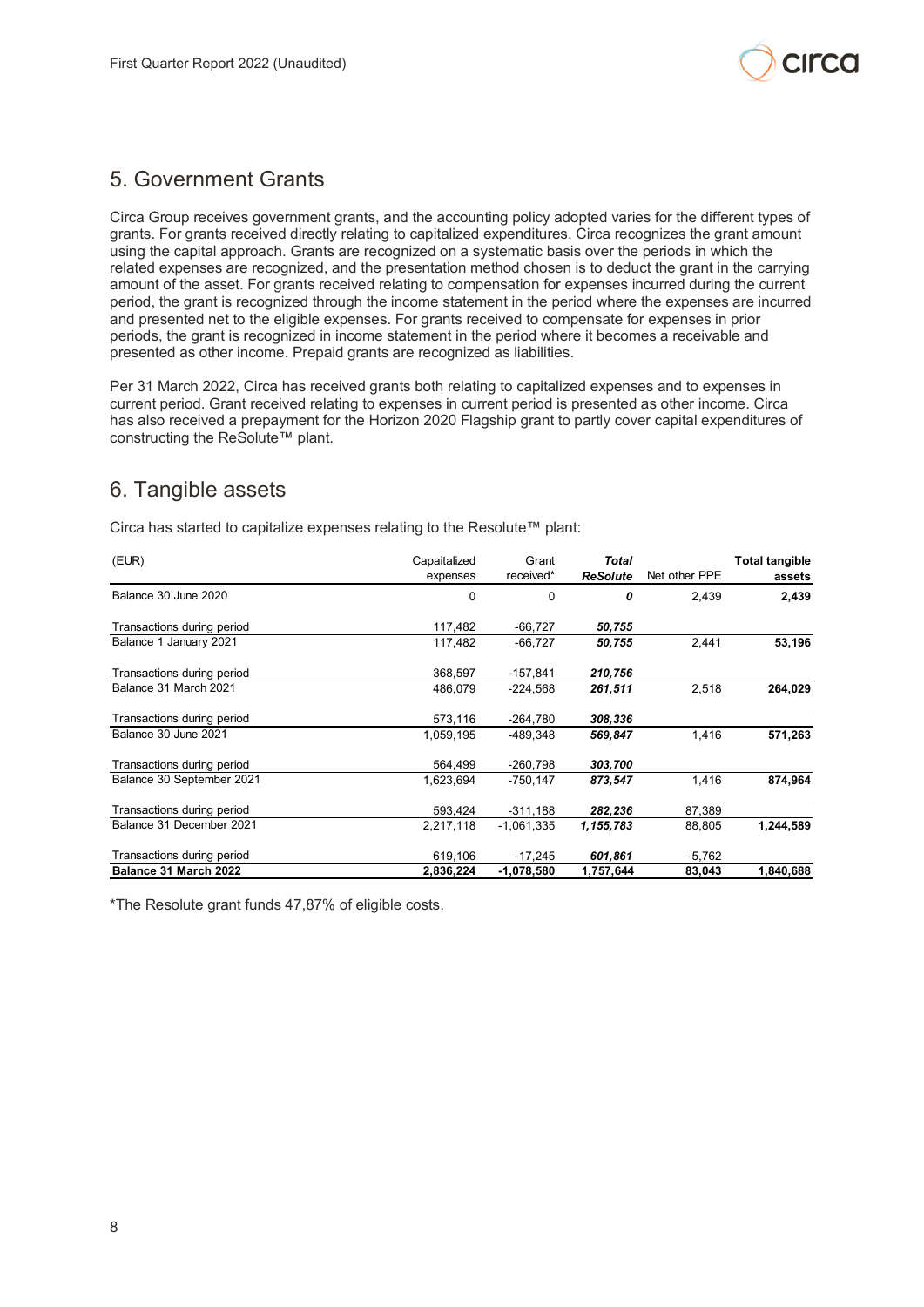## 5. Government Grants

Circa Group receives government grants, and the accounting policy adopted varies for the different types of grants. For grants received directly relating to capitalized expenditures, Circa recognizes the grant amount using the capital approach. Grants are recognized on a systematic basis over the periods in which the related expenses are recognized, and the presentation method chosen is to deduct the grant in the carrying amount of the asset. For grants received relating to compensation for expenses incurred during the current period, the grant is recognized through the income statement in the period where the expenses are incurred and presented net to the eligible expenses. For grants received to compensate for expenses in prior periods, the grant is recognized in income statement in the period where it becomes a receivable and presented as other income. Prepaid grants are recognized as liabilities.

Per 31 March 2022, Circa has received grants both relating to capitalized expenses and to expenses in current period. Grant received relating to expenses in current period is presented as other income. Circa has also received a prepayment for the Horizon 2020 Flagship grant to partly cover capital expenditures of constructing the ReSolute™ plant.

## 6. Tangible assets

Circa has started to capitalize expenses relating to the Resolute™ plant:

| (EUR) | Capitalized expenses | Grant received* | ***Total ReSolute*** | Net other PPE | **Total tangible assets** |
|---|---|---|---|---|---|
| Balance 30 June 2020 | 0 | 0 | ***0*** | 2,439 | **2,439** |
| Transactions during period | 117,482 | -66,727 | ***50,755*** | | |
| Balance 1 January 2021 | 117,482 | -66,727 | ***50,755*** | 2,441 | **53,196** |
| Transactions during period | 368,597 | -157,841 | ***210,756*** | | |
| Balance 31 March 2021 | 486,079 | -224,568 | ***261,511*** | 2,518 | **264,029** |
| Transactions during period | 573,116 | -264,780 | ***308,336*** | | |
| Balance 30 June 2021 | 1,059,195 | -489,348 | ***569,847*** | 1,416 | **571,263** |
| Transactions during period | 564,499 | -260,798 | ***303,700*** | | |
| Balance 30 September 2021 | 1,623,694 | -750,147 | ***873,547*** | 1,416 | **874,964** |
| Transactions during period | 593,424 | -311,188 | ***282,236*** | 87,389 | |
| Balance 31 December 2021 | 2,217,118 | -1,061,335 | ***1,155,783*** | 88,805 | **1,244,589** |
| Transactions during period | 619,106 | -17,245 | ***601,861*** | -5,762 | |
| **Balance 31 March 2022** | **2,836,224** | **-1,078,580** | **1,757,644** | **83,043** | **1,840,688** |

*The Resolute grant funds 47,87% of eligible costs.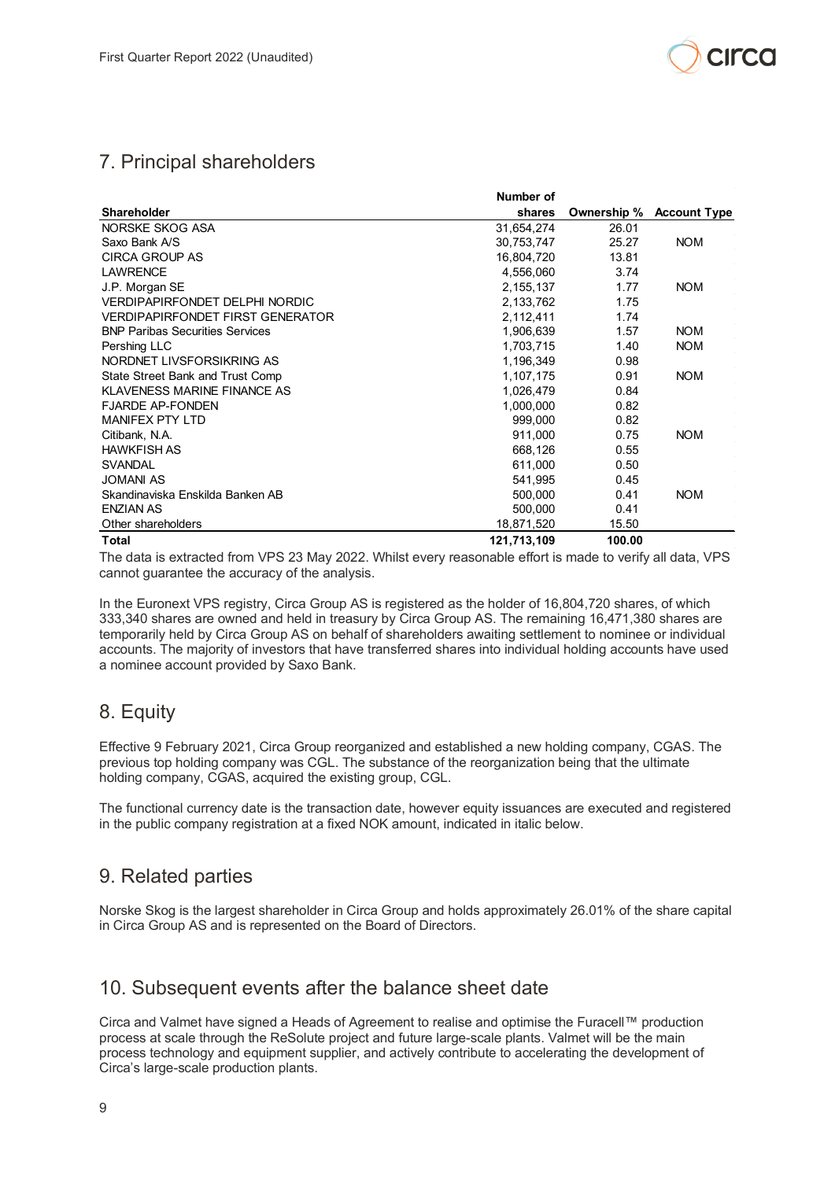## 7. Principal shareholders

| Shareholder | Number of shares | Ownership % | Account Type |
|---|---|---|---|
| NORSKE SKOG ASA | 31,654,274 | 26.01 | |
| Saxo Bank A/S | 30,753,747 | 25.27 | NOM |
| CIRCA GROUP AS | 16,804,720 | 13.81 | |
| LAWRENCE | 4,556,060 | 3.74 | |
| J.P. Morgan SE | 2,155,137 | 1.77 | NOM |
| VERDIPAPIRFONDET DELPHI NORDIC | 2,133,762 | 1.75 | |
| VERDIPAPIRFONDET FIRST GENERATOR | 2,112,411 | 1.74 | |
| BNP Paribas Securities Services | 1,906,639 | 1.57 | NOM |
| Pershing LLC | 1,703,715 | 1.40 | NOM |
| NORDNET LIVSFORSIKRING AS | 1,196,349 | 0.98 | |
| State Street Bank and Trust Comp | 1,107,175 | 0.91 | NOM |
| KLAVENESS MARINE FINANCE AS | 1,026,479 | 0.84 | |
| FJARDE AP-FONDEN | 1,000,000 | 0.82 | |
| MANIFEX PTY LTD | 999,000 | 0.82 | |
| Citibank, N.A. | 911,000 | 0.75 | NOM |
| HAWKFISH AS | 668,126 | 0.55 | |
| SVANDAL | 611,000 | 0.50 | |
| JOMANI AS | 541,995 | 0.45 | |
| Skandinaviska Enskilda Banken AB | 500,000 | 0.41 | NOM |
| ENZIAN AS | 500,000 | 0.41 | |
| Other shareholders | 18,871,520 | 15.50 | |
| **Total** | **121,713,109** | **100.00** | |

The data is extracted from VPS 23 May 2022. Whilst every reasonable effort is made to verify all data, VPS cannot guarantee the accuracy of the analysis.

In the Euronext VPS registry, Circa Group AS is registered as the holder of 16,804,720 shares, of which 333,340 shares are owned and held in treasury by Circa Group AS. The remaining 16,471,380 shares are temporarily held by Circa Group AS on behalf of shareholders awaiting settlement to nominee or individual accounts. The majority of investors that have transferred shares into individual holding accounts have used a nominee account provided by Saxo Bank.

## 8. Equity

Effective 9 February 2021, Circa Group reorganized and established a new holding company, CGAS. The previous top holding company was CGL. The substance of the reorganization being that the ultimate holding company, CGAS, acquired the existing group, CGL.

The functional currency date is the transaction date, however equity issuances are executed and registered in the public company registration at a fixed NOK amount, indicated in italic below.

## 9. Related parties

Norske Skog is the largest shareholder in Circa Group and holds approximately 26.01% of the share capital in Circa Group AS and is represented on the Board of Directors.

## 10. Subsequent events after the balance sheet date

Circa and Valmet have signed a Heads of Agreement to realise and optimise the Furacell™ production process at scale through the ReSolute project and future large-scale plants. Valmet will be the main process technology and equipment supplier, and actively contribute to accelerating the development of Circa's large-scale production plants.